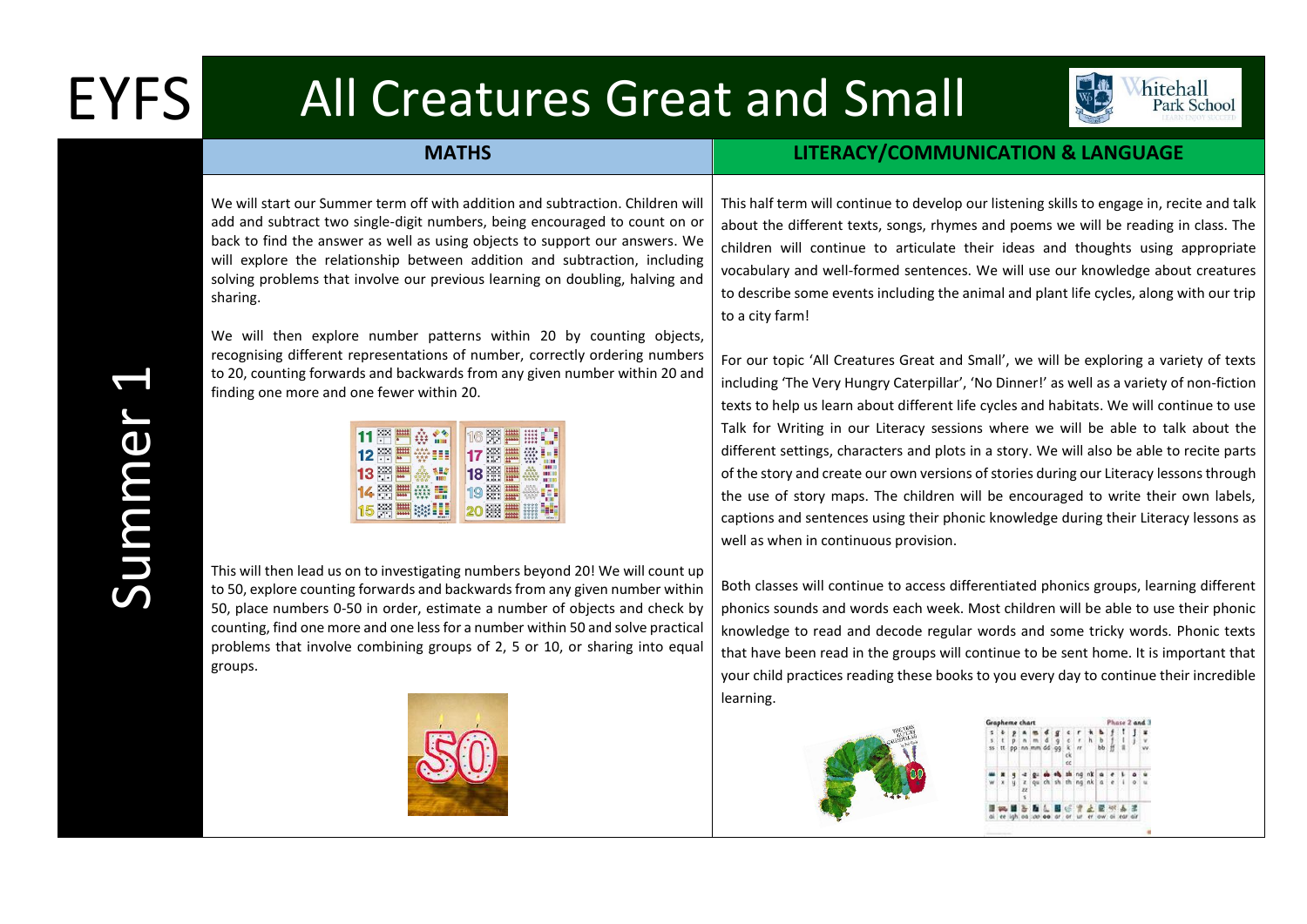# EYFS

# All Creatures Great and Small

Summer 1

## MATHS

We will start our Summer term off with addition and subtraction. Children will add and subtract two single-digit numbers, being encouraged to count on or back to find the answer as well as using objects to support our answers. We will explore the relationship between addition and subtraction, including solving problems that involve our previous learning on doubling, halving and sharing.

We will then explore number patterns within 20 by counting objects, recognising different representations of number, correctly ordering numbers to 20, counting forwards and backwards from any given number within 20 and finding one more and one fewer within 20.

This will then lead us on to investigating numbers beyond 20! We will count up to 50, explore counting forwards and backwards from any given number within 50, place numbers 0-50 in order, estimate a number of objects and check by counting, find one more and one less for a number within 50 and solve practical problems that involve combining groups of 2, 5 or 10, or sharing into equal groups.

## LITERACY/COMMUNICATION & LANGUAGE

This half term will continue to develop our listening skills to engage in, recite and talk about the different texts, songs, rhymes and poems we will be reading in class. The children will continue to articulate their ideas and thoughts using appropriate vocabulary and well-formed sentences. We will use our knowledge about creatures to describe some events including the animal and plant life cycles, along with our trip to a city farm!

For our topic 'All Creatures Great and Small', we will be exploring a variety of texts including 'The Very Hungry Caterpillar', 'No Dinner!' as well as a variety of non-fiction texts to help us learn about different life cycles and habitats. We will continue to use Talk for Writing in our Literacy sessions where we will be able to talk about the different settings, characters and plots in a story. We will also be able to recite parts of the story and create our own versions of stories during our Literacy lessons through the use of story maps. The children will be encouraged to write their own labels, captions and sentences using their phonic knowledge during their Literacy lessons as well as when in continuous provision.

Both classes will continue to access differentiated phonics groups, learning different phonics sounds and words each week. Most children will be able to use their phonic knowledge to read and decode regular words and some tricky words. Phonic texts that have been read in the groups will continue to be sent home. It is important that your child practices reading these books to you every day to continue their incredible learning.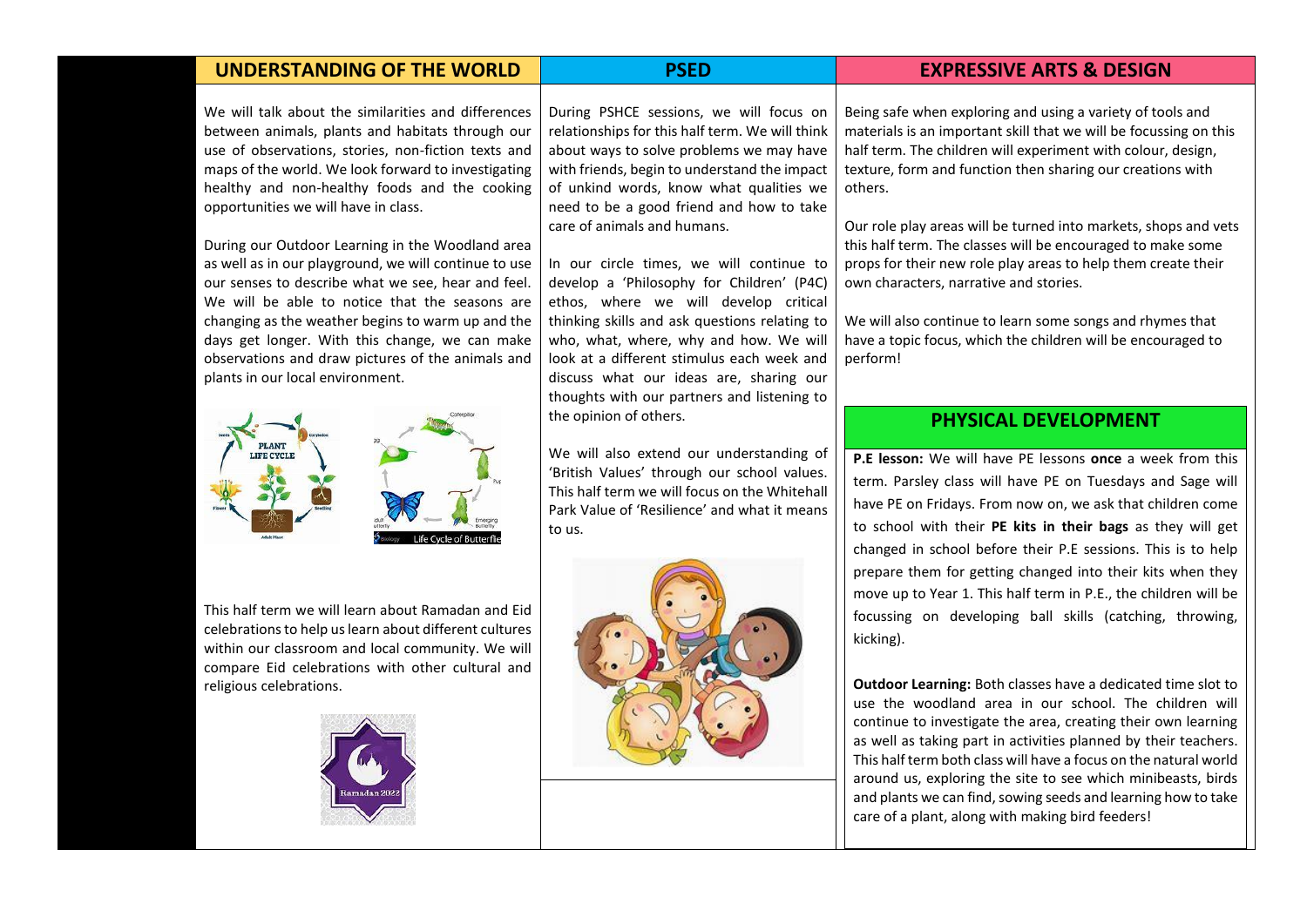## UNDERSTANDING OF THE WORLD

We will talk about the similarities and differences between animals, plants and habitats through our use of observations, stories, non-fiction texts and maps of the world. We look forward to investigating healthy and non-healthy foods and the cooking opportunities we will have in class.

During our Outdoor Learning in the Woodland area as well as in our playground, we will continue to use our senses to describe what we see, hear and feel. We will be able to notice that the seasons are changing as the weather begins to warm up and the days get longer. With this change, we can make observations and draw pictures of the animals and plants in our local environment.

This half term we will learn about Ramadan and Eid celebrations to help us learn about different cultures within our classroom and local community. We will compare Eid celebrations with other cultural and religious celebrations.

## PSED

During PSHCE sessions, we will focus on relationships for this half term. We will think about ways to solve problems we may have with friends, begin to understand the impact of unkind words, know what qualities we need to be a good friend and how to take care of animals and humans.

In our circle times, we will continue to develop a 'Philosophy for Children' (P4C) ethos, where we will develop critical thinking skills and ask questions relating to who, what, where, why and how. We will look at a different stimulus each week and discuss what our ideas are, sharing our thoughts with our partners and listening to the opinion of others.

We will also extend our understanding of 'British Values' through our school values. This half term we will focus on the Whitehall Park Value of 'Resilience' and what it means to us.

## EXPRESSIVE ARTS & DESIGN

Being safe when exploring and using a variety of tools and materials is an important skill that we will be focussing on this half term. The children will experiment with colour, design, texture, form and function then sharing our creations with others.

Our role play areas will be turned into markets, shops and vets this half term. The classes will be encouraged to make some props for their new role play areas to help them create their own characters, narrative and stories.

We will also continue to learn some songs and rhymes that have a topic focus, which the children will be encouraged to perform!

## PHYSICAL DEVELOPMENT

**P.E lesson:** We will have PE lessons **once** a week from this term. Parsley class will have PE on Tuesdays and Sage will have PE on Fridays. From now on, we ask that children come to school with their **PE kits in their bags** as they will get changed in school before their P.E sessions. This is to help prepare them for getting changed into their kits when they move up to Year 1. This half term in P.E., the children will be focussing on developing ball skills (catching, throwing, kicking).

**Outdoor Learning:** Both classes have a dedicated time slot to use the woodland area in our school. The children will continue to investigate the area, creating their own learning as well as taking part in activities planned by their teachers. This half term both class will have a focus on the natural world around us, exploring the site to see which minibeasts, birds and plants we can find, sowing seeds and learning how to take care of a plant, along with making bird feeders!